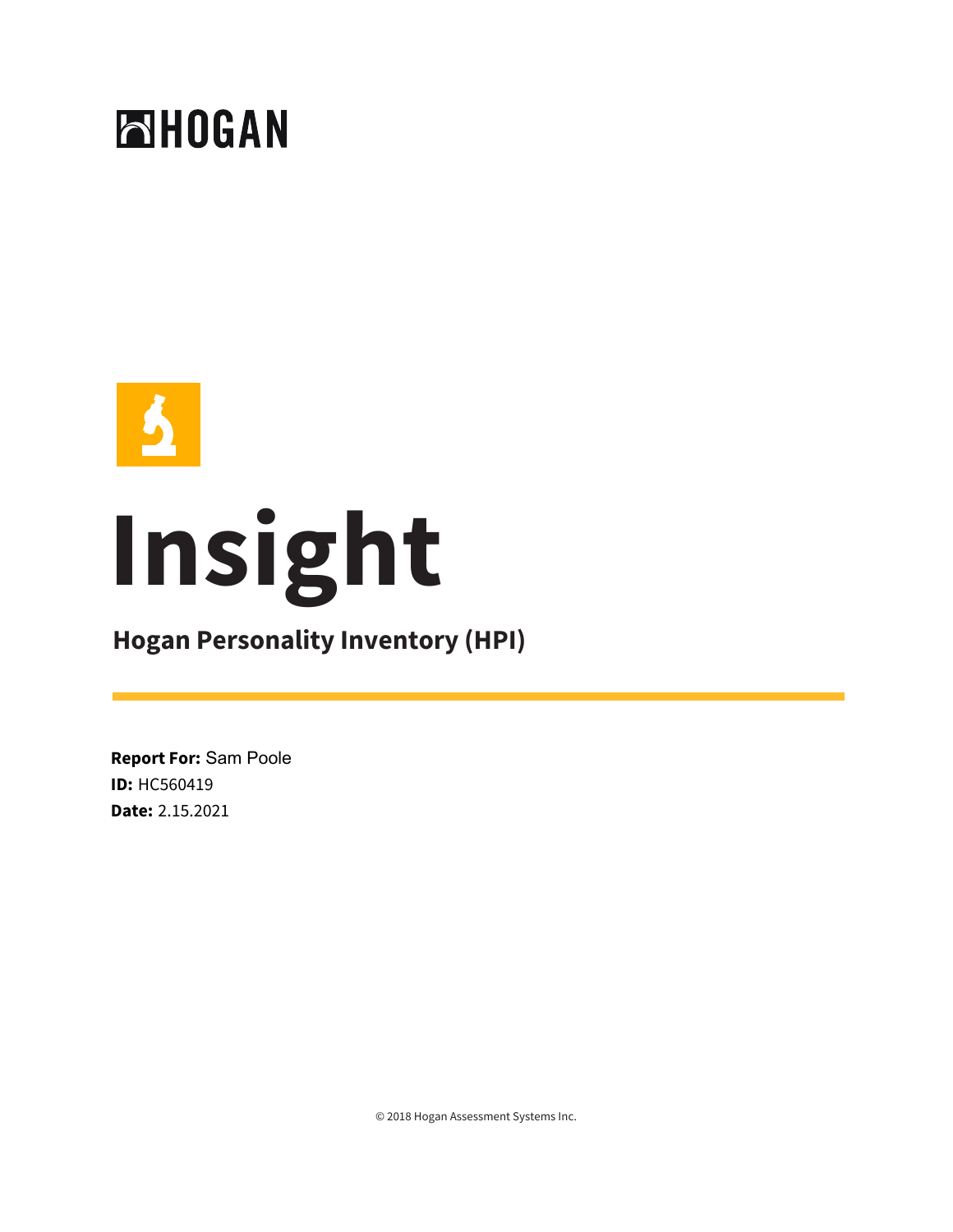HOGAN

# Insight

## Hogan Personality Inventory (HPI)

**Report For:** Sam Poole
**ID:** HC560419
**Date:** 2.15.2021

© 2018 Hogan Assessment Systems Inc.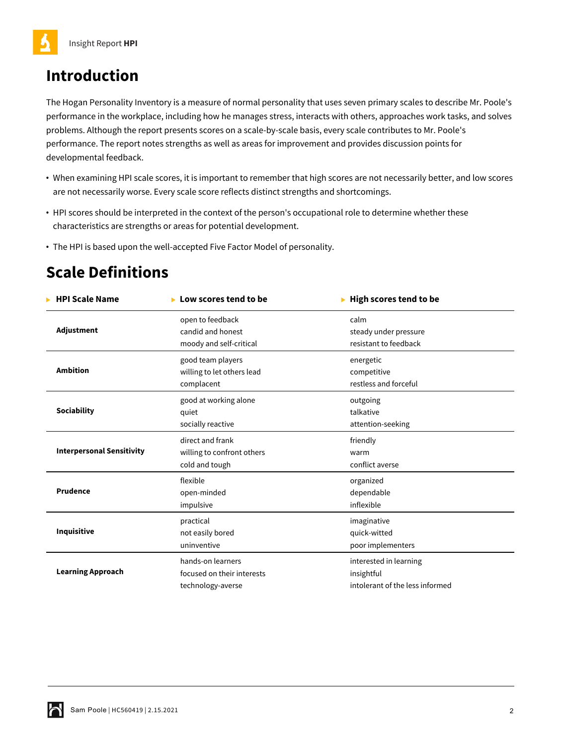# Introduction

The Hogan Personality Inventory is a measure of normal personality that uses seven primary scales to describe Mr. Poole's performance in the workplace, including how he manages stress, interacts with others, approaches work tasks, and solves problems. Although the report presents scores on a scale-by-scale basis, every scale contributes to Mr. Poole's performance. The report notes strengths as well as areas for improvement and provides discussion points for developmental feedback.

- When examining HPI scale scores, it is important to remember that high scores are not necessarily better, and low scores are not necessarily worse. Every scale score reflects distinct strengths and shortcomings.
- HPI scores should be interpreted in the context of the person's occupational role to determine whether these characteristics are strengths or areas for potential development.
- The HPI is based upon the well-accepted Five Factor Model of personality.

# Scale Definitions

| HPI Scale Name | Low scores tend to be | High scores tend to be |
|---|---|---|
| **Adjustment** | open to feedback<br>candid and honest<br>moody and self-critical | calm<br>steady under pressure<br>resistant to feedback |
| **Ambition** | good team players<br>willing to let others lead<br>complacent | energetic<br>competitive<br>restless and forceful |
| **Sociability** | good at working alone<br>quiet<br>socially reactive | outgoing<br>talkative<br>attention-seeking |
| **Interpersonal Sensitivity** | direct and frank<br>willing to confront others<br>cold and tough | friendly<br>warm<br>conflict averse |
| **Prudence** | flexible<br>open-minded<br>impulsive | organized<br>dependable<br>inflexible |
| **Inquisitive** | practical<br>not easily bored<br>uninventive | imaginative<br>quick-witted<br>poor implementers |
| **Learning Approach** | hands-on learners<br>focused on their interests<br>technology-averse | interested in learning<br>insightful<br>intolerant of the less informed |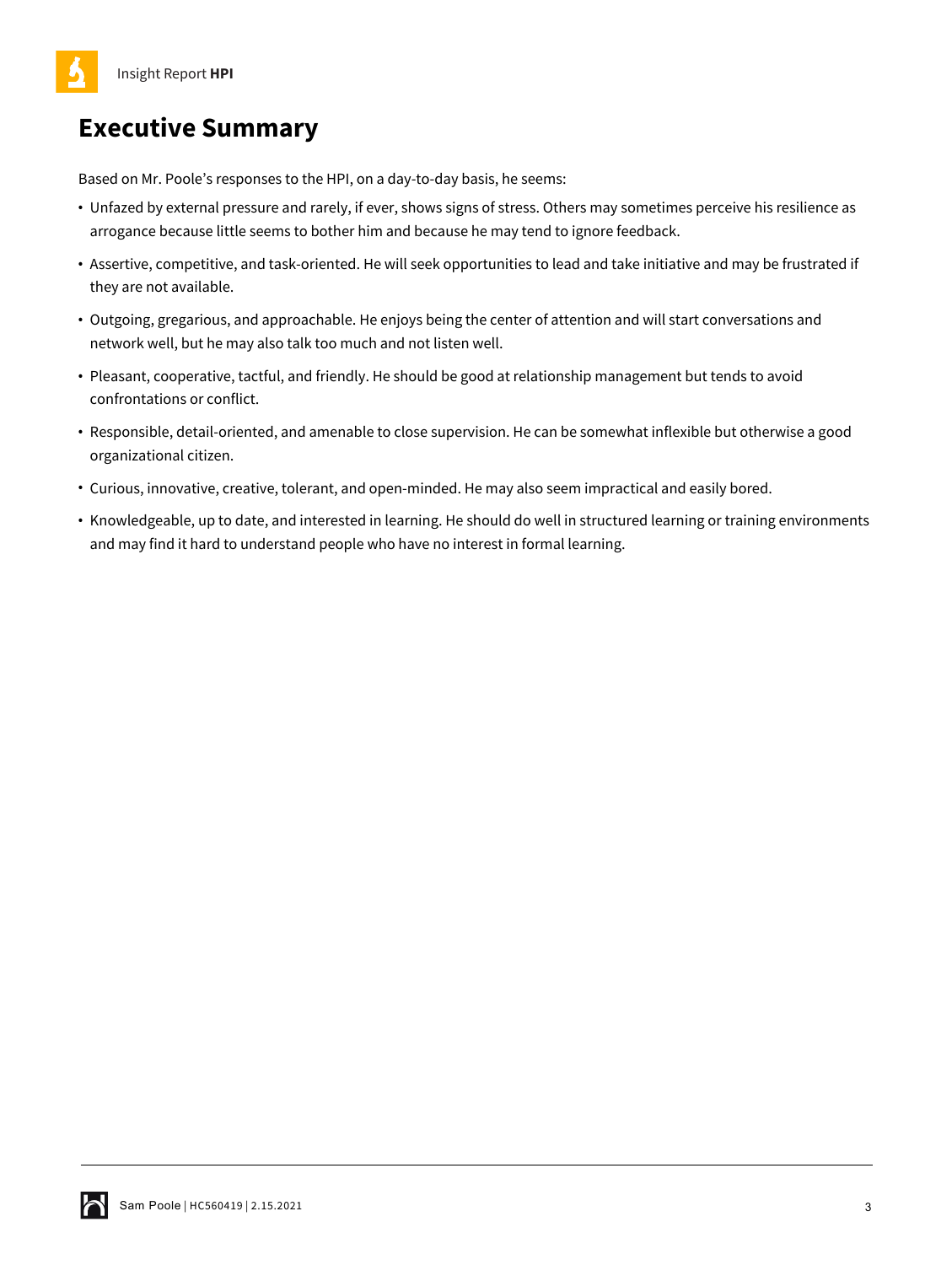# Executive Summary

Based on Mr. Poole's responses to the HPI, on a day-to-day basis, he seems:

- Unfazed by external pressure and rarely, if ever, shows signs of stress. Others may sometimes perceive his resilience as arrogance because little seems to bother him and because he may tend to ignore feedback.
- Assertive, competitive, and task-oriented. He will seek opportunities to lead and take initiative and may be frustrated if they are not available.
- Outgoing, gregarious, and approachable. He enjoys being the center of attention and will start conversations and network well, but he may also talk too much and not listen well.
- Pleasant, cooperative, tactful, and friendly. He should be good at relationship management but tends to avoid confrontations or conflict.
- Responsible, detail-oriented, and amenable to close supervision. He can be somewhat inflexible but otherwise a good organizational citizen.
- Curious, innovative, creative, tolerant, and open-minded. He may also seem impractical and easily bored.
- Knowledgeable, up to date, and interested in learning. He should do well in structured learning or training environments and may find it hard to understand people who have no interest in formal learning.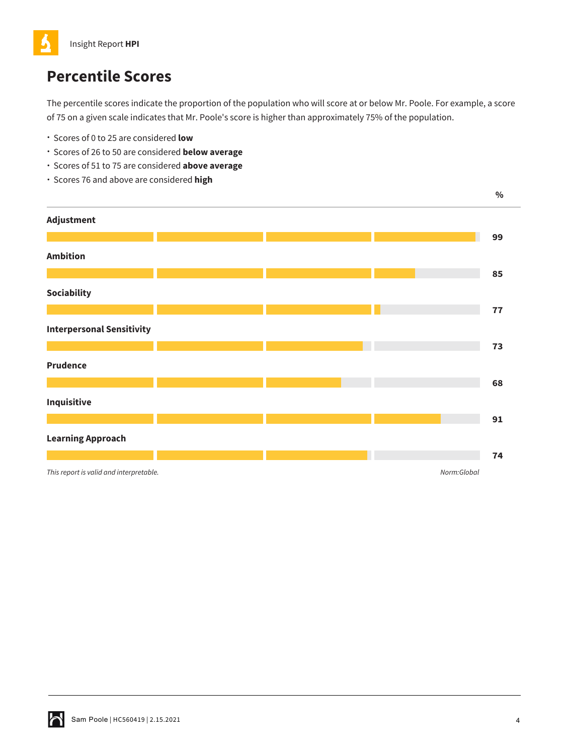## Percentile Scores

The percentile scores indicate the proportion of the population who will score at or below Mr. Poole. For example, a score of 75 on a given scale indicates that Mr. Poole's score is higher than approximately 75% of the population.

- Scores of 0 to 25 are considered **low**
- Scores of 26 to 50 are considered **below average**
- Scores of 51 to 75 are considered **above average**
- Scores 76 and above are considered **high**

| Scale | % |
|---|---|
| **Adjustment** | **99** |
| **Ambition** | **85** |
| **Sociability** | **77** |
| **Interpersonal Sensitivity** | **73** |
| **Prudence** | **68** |
| **Inquisitive** | **91** |
| **Learning Approach** | **74** |

*This report is valid and interpretable.*

*Norm:Global*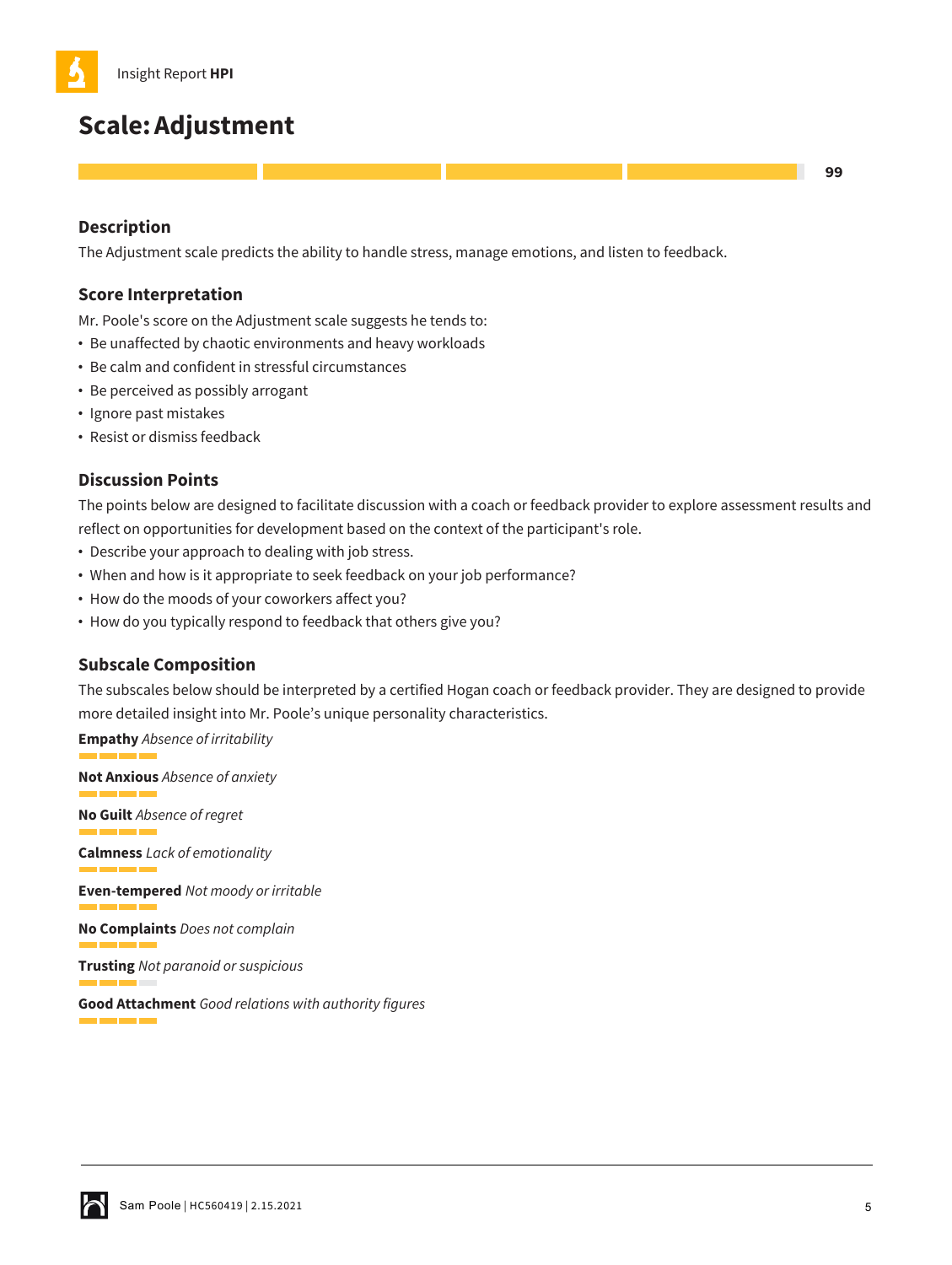# Scale: Adjustment

99

### Description

The Adjustment scale predicts the ability to handle stress, manage emotions, and listen to feedback.

### Score Interpretation

Mr. Poole's score on the Adjustment scale suggests he tends to:

- Be unaffected by chaotic environments and heavy workloads
- Be calm and confident in stressful circumstances
- Be perceived as possibly arrogant
- Ignore past mistakes
- Resist or dismiss feedback

### Discussion Points

The points below are designed to facilitate discussion with a coach or feedback provider to explore assessment results and reflect on opportunities for development based on the context of the participant's role.

- Describe your approach to dealing with job stress.
- When and how is it appropriate to seek feedback on your job performance?
- How do the moods of your coworkers affect you?
- How do you typically respond to feedback that others give you?

### Subscale Composition

The subscales below should be interpreted by a certified Hogan coach or feedback provider. They are designed to provide more detailed insight into Mr. Poole's unique personality characteristics.

**Empathy** *Absence of irritability*

**Not Anxious** *Absence of anxiety*

**No Guilt** *Absence of regret*

**Calmness** *Lack of emotionality*

**Even-tempered** *Not moody or irritable*

**No Complaints** *Does not complain*

**Trusting** *Not paranoid or suspicious*

**Good Attachment** *Good relations with authority figures*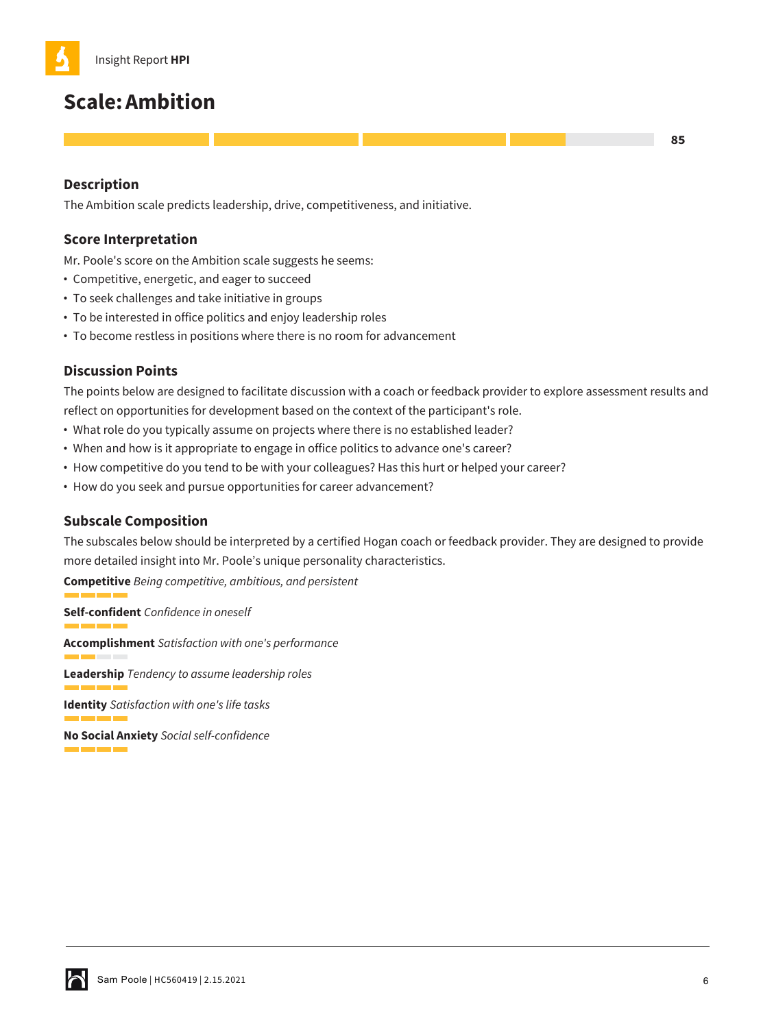## Scale: Ambition

85

### Description

The Ambition scale predicts leadership, drive, competitiveness, and initiative.

### Score Interpretation

Mr. Poole's score on the Ambition scale suggests he seems:

- Competitive, energetic, and eager to succeed
- To seek challenges and take initiative in groups
- To be interested in office politics and enjoy leadership roles
- To become restless in positions where there is no room for advancement

### Discussion Points

The points below are designed to facilitate discussion with a coach or feedback provider to explore assessment results and reflect on opportunities for development based on the context of the participant's role.

- What role do you typically assume on projects where there is no established leader?
- When and how is it appropriate to engage in office politics to advance one's career?
- How competitive do you tend to be with your colleagues? Has this hurt or helped your career?
- How do you seek and pursue opportunities for career advancement?

### Subscale Composition

The subscales below should be interpreted by a certified Hogan coach or feedback provider. They are designed to provide more detailed insight into Mr. Poole's unique personality characteristics.

**Competitive** *Being competitive, ambitious, and persistent*

**Self-confident** *Confidence in oneself*

**Accomplishment** *Satisfaction with one's performance*

**Leadership** *Tendency to assume leadership roles*

**Identity** *Satisfaction with one's life tasks*

**No Social Anxiety** *Social self-confidence*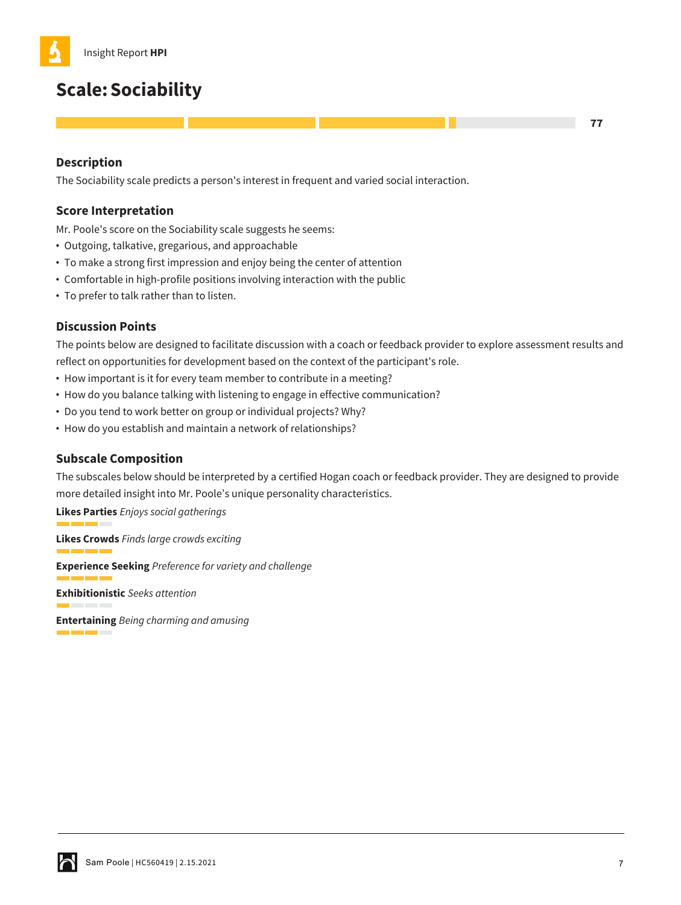# Scale: Sociability

77

## Description

The Sociability scale predicts a person's interest in frequent and varied social interaction.

## Score Interpretation

Mr. Poole's score on the Sociability scale suggests he seems:

- Outgoing, talkative, gregarious, and approachable
- To make a strong first impression and enjoy being the center of attention
- Comfortable in high-profile positions involving interaction with the public
- To prefer to talk rather than to listen.

## Discussion Points

The points below are designed to facilitate discussion with a coach or feedback provider to explore assessment results and reflect on opportunities for development based on the context of the participant's role.

- How important is it for every team member to contribute in a meeting?
- How do you balance talking with listening to engage in effective communication?
- Do you tend to work better on group or individual projects? Why?
- How do you establish and maintain a network of relationships?

## Subscale Composition

The subscales below should be interpreted by a certified Hogan coach or feedback provider. They are designed to provide more detailed insight into Mr. Poole's unique personality characteristics.

**Likes Parties** *Enjoys social gatherings*

**Likes Crowds** *Finds large crowds exciting*

**Experience Seeking** *Preference for variety and challenge*

**Exhibitionistic** *Seeks attention*

**Entertaining** *Being charming and amusing*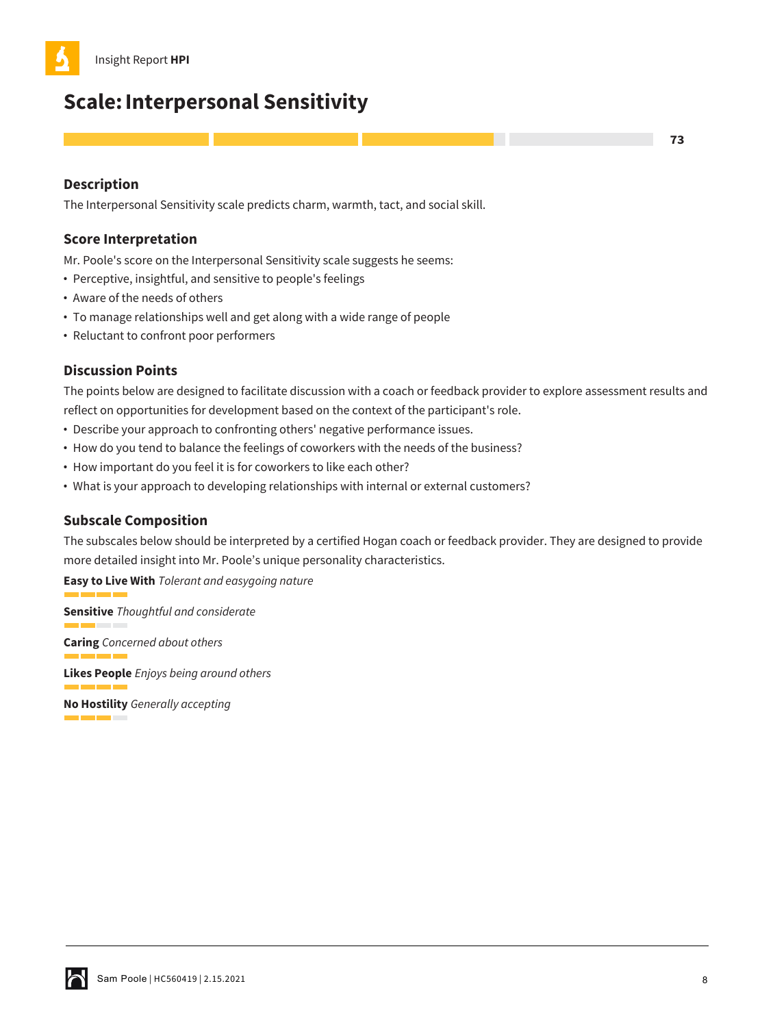## Scale: Interpersonal Sensitivity

73

### Description

The Interpersonal Sensitivity scale predicts charm, warmth, tact, and social skill.

### Score Interpretation

Mr. Poole's score on the Interpersonal Sensitivity scale suggests he seems:

- Perceptive, insightful, and sensitive to people's feelings
- Aware of the needs of others
- To manage relationships well and get along with a wide range of people
- Reluctant to confront poor performers

### Discussion Points

The points below are designed to facilitate discussion with a coach or feedback provider to explore assessment results and reflect on opportunities for development based on the context of the participant's role.

- Describe your approach to confronting others' negative performance issues.
- How do you tend to balance the feelings of coworkers with the needs of the business?
- How important do you feel it is for coworkers to like each other?
- What is your approach to developing relationships with internal or external customers?

### Subscale Composition

The subscales below should be interpreted by a certified Hogan coach or feedback provider. They are designed to provide more detailed insight into Mr. Poole's unique personality characteristics.

**Easy to Live With** *Tolerant and easygoing nature*

**Sensitive** *Thoughtful and considerate*

**Caring** *Concerned about others*

**Likes People** *Enjoys being around others*

**No Hostility** *Generally accepting*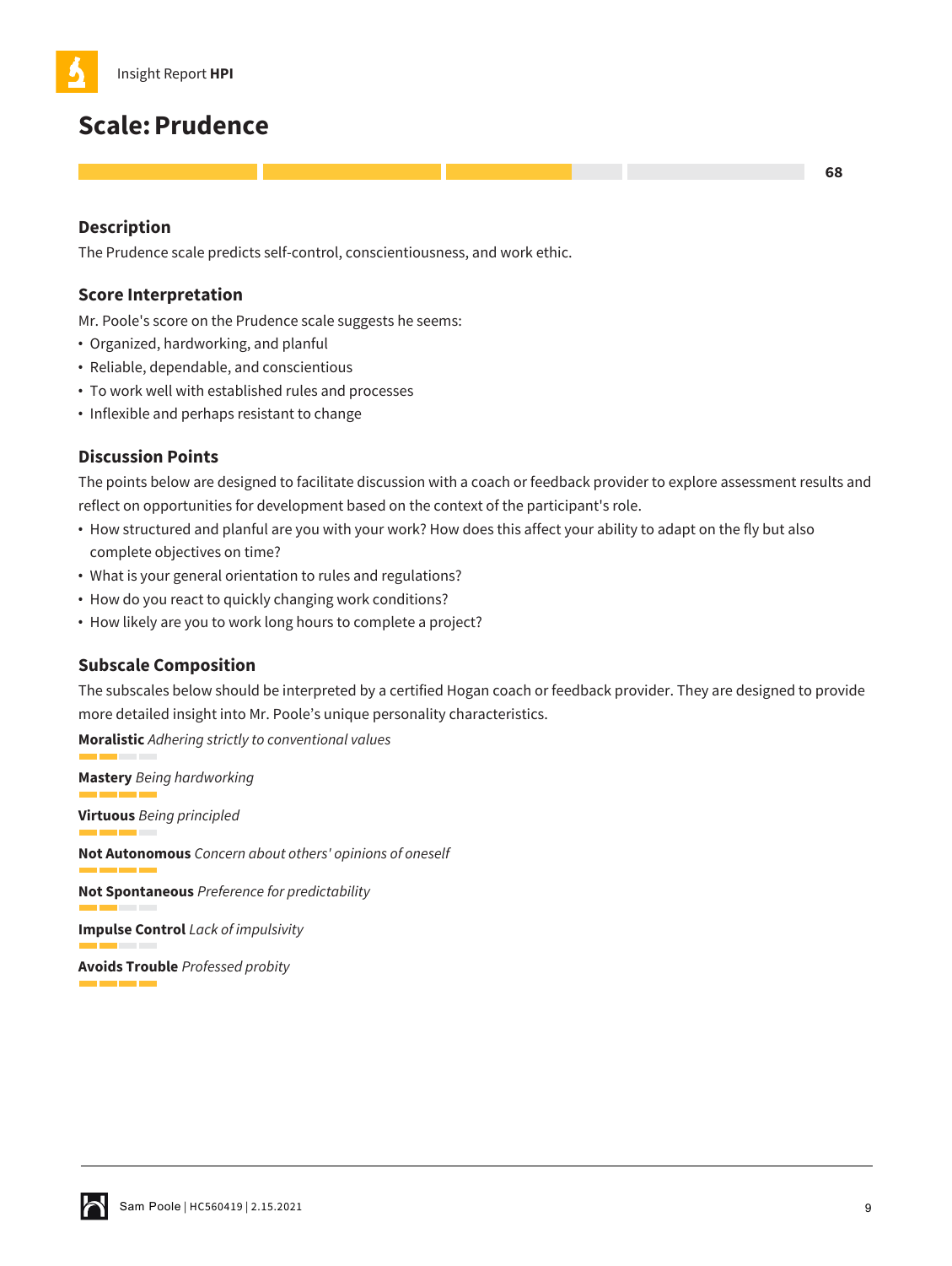# Scale: Prudence

68

### Description

The Prudence scale predicts self-control, conscientiousness, and work ethic.

### Score Interpretation

Mr. Poole's score on the Prudence scale suggests he seems:

- Organized, hardworking, and planful
- Reliable, dependable, and conscientious
- To work well with established rules and processes
- Inflexible and perhaps resistant to change

### Discussion Points

The points below are designed to facilitate discussion with a coach or feedback provider to explore assessment results and reflect on opportunities for development based on the context of the participant's role.

- How structured and planful are you with your work? How does this affect your ability to adapt on the fly but also complete objectives on time?
- What is your general orientation to rules and regulations?
- How do you react to quickly changing work conditions?
- How likely are you to work long hours to complete a project?

### Subscale Composition

The subscales below should be interpreted by a certified Hogan coach or feedback provider. They are designed to provide more detailed insight into Mr. Poole's unique personality characteristics.

**Moralistic** *Adhering strictly to conventional values*

**Mastery** *Being hardworking*

**Virtuous** *Being principled*

**Not Autonomous** *Concern about others' opinions of oneself*

**Not Spontaneous** *Preference for predictability*

**Impulse Control** *Lack of impulsivity*

**Avoids Trouble** *Professed probity*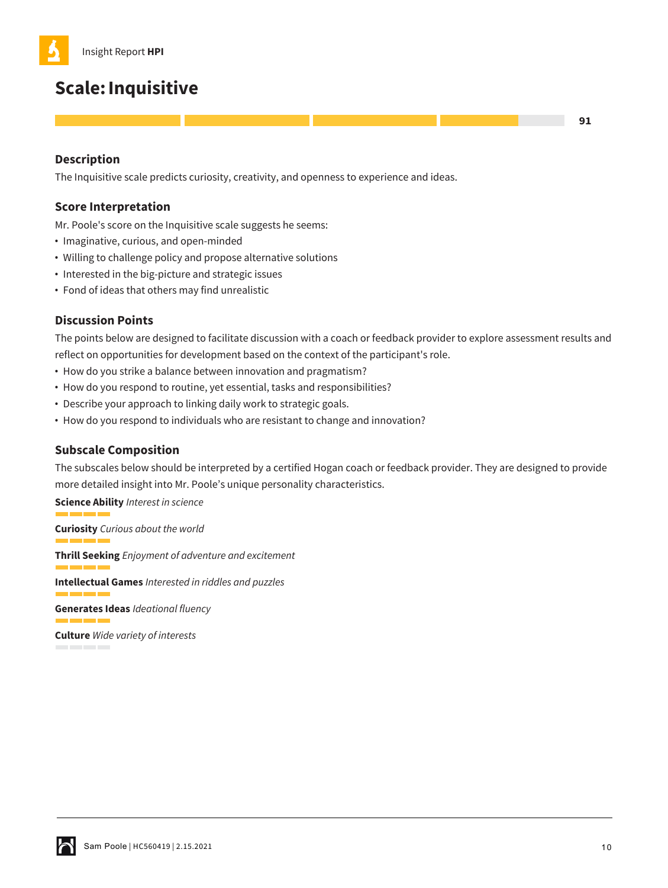Insight Report **HPI**

# Scale: Inquisitive

91

## Description

The Inquisitive scale predicts curiosity, creativity, and openness to experience and ideas.

## Score Interpretation

Mr. Poole's score on the Inquisitive scale suggests he seems:

- Imaginative, curious, and open-minded
- Willing to challenge policy and propose alternative solutions
- Interested in the big-picture and strategic issues
- Fond of ideas that others may find unrealistic

## Discussion Points

The points below are designed to facilitate discussion with a coach or feedback provider to explore assessment results and reflect on opportunities for development based on the context of the participant's role.

- How do you strike a balance between innovation and pragmatism?
- How do you respond to routine, yet essential, tasks and responsibilities?
- Describe your approach to linking daily work to strategic goals.
- How do you respond to individuals who are resistant to change and innovation?

## Subscale Composition

The subscales below should be interpreted by a certified Hogan coach or feedback provider. They are designed to provide more detailed insight into Mr. Poole's unique personality characteristics.

**Science Ability** *Interest in science*

**Curiosity** *Curious about the world*

**Thrill Seeking** *Enjoyment of adventure and excitement*

**Intellectual Games** *Interested in riddles and puzzles*

**Generates Ideas** *Ideational fluency*

**Culture** *Wide variety of interests*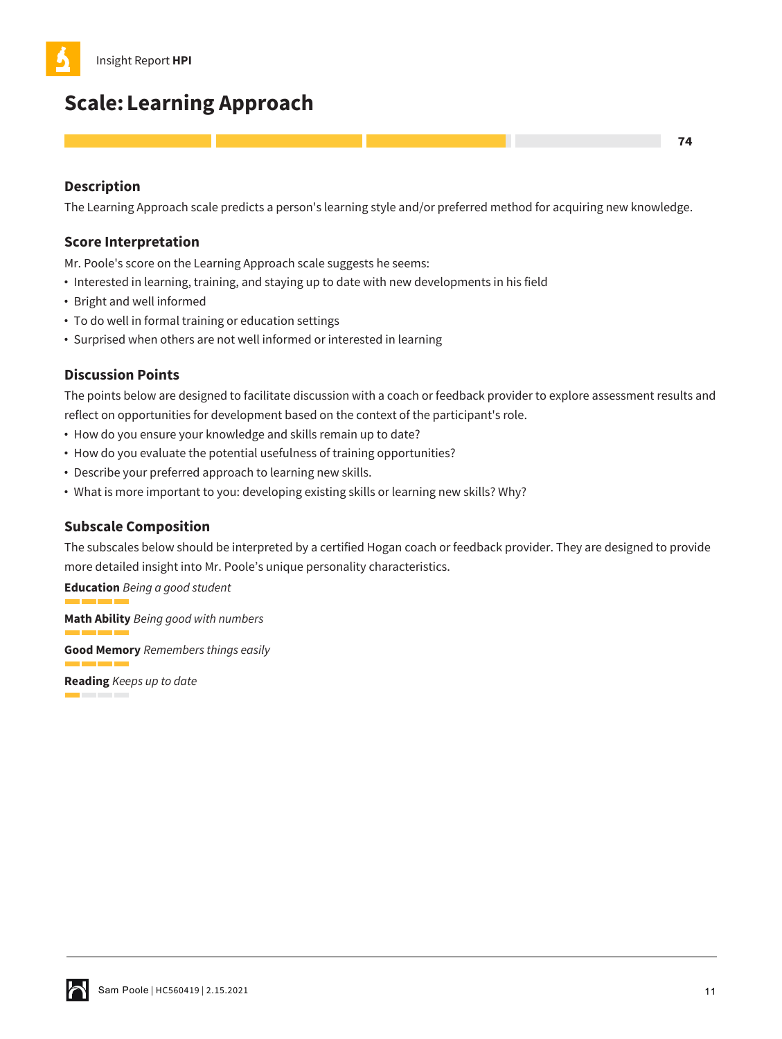# Scale: Learning Approach

74

### Description

The Learning Approach scale predicts a person's learning style and/or preferred method for acquiring new knowledge.

### Score Interpretation

Mr. Poole's score on the Learning Approach scale suggests he seems:

- Interested in learning, training, and staying up to date with new developments in his field
- Bright and well informed
- To do well in formal training or education settings
- Surprised when others are not well informed or interested in learning

### Discussion Points

The points below are designed to facilitate discussion with a coach or feedback provider to explore assessment results and reflect on opportunities for development based on the context of the participant's role.

- How do you ensure your knowledge and skills remain up to date?
- How do you evaluate the potential usefulness of training opportunities?
- Describe your preferred approach to learning new skills.
- What is more important to you: developing existing skills or learning new skills? Why?

### Subscale Composition

The subscales below should be interpreted by a certified Hogan coach or feedback provider. They are designed to provide more detailed insight into Mr. Poole's unique personality characteristics.

**Education** *Being a good student*

**Math Ability** *Being good with numbers*

**Good Memory** *Remembers things easily*

**Reading** *Keeps up to date*